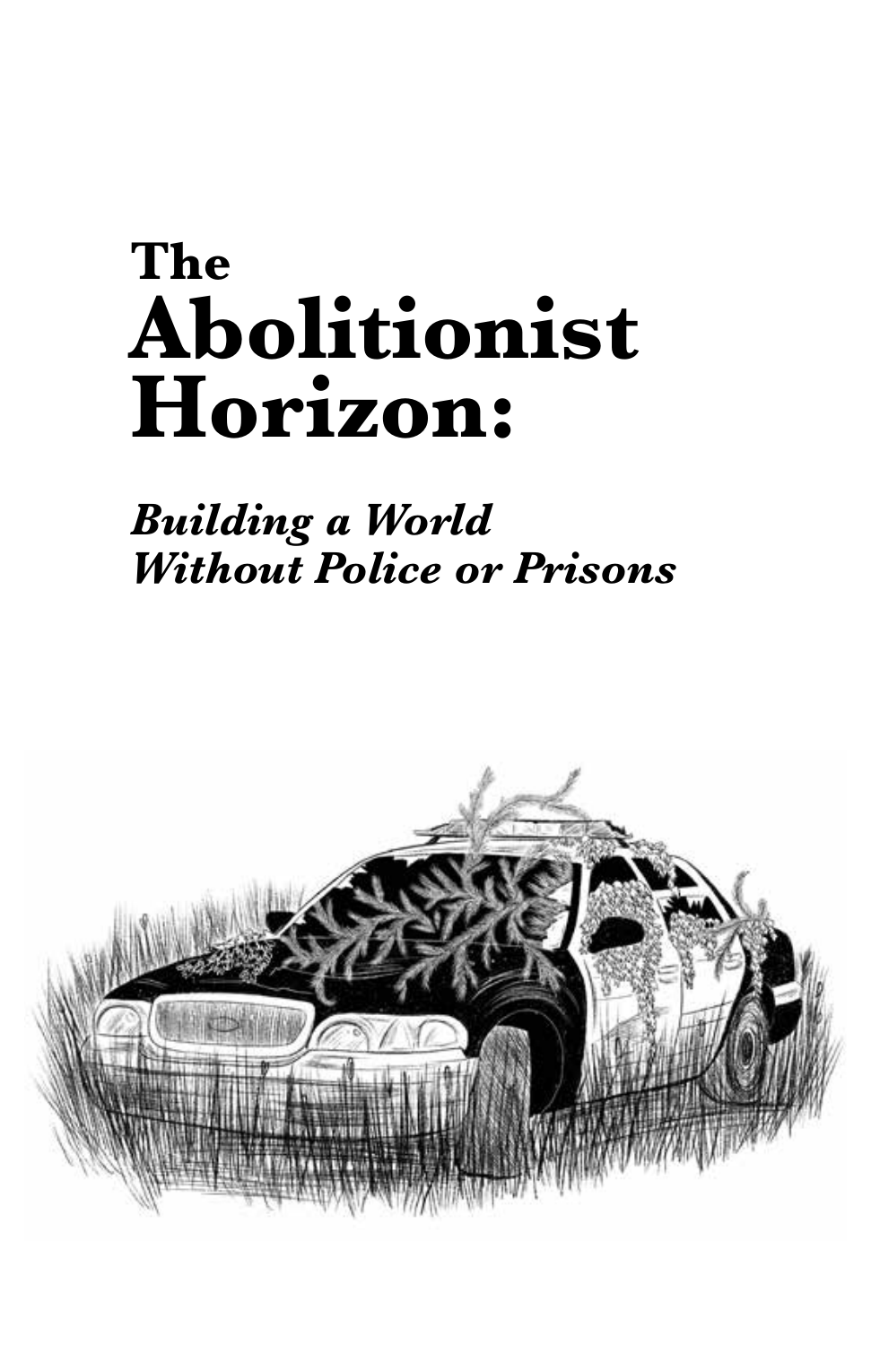# The Abolitionist Horizon:

## *Building a World Without Police or Prisons*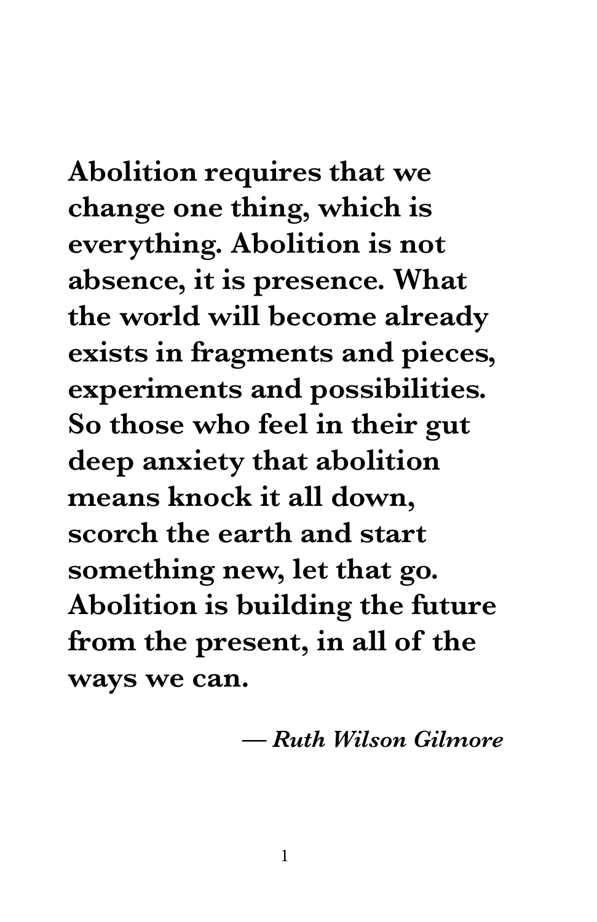**Abolition requires that we change one thing, which is everything. Abolition is not absence, it is presence. What the world will become already exists in fragments and pieces, experiments and possibilities. So those who feel in their gut deep anxiety that abolition means knock it all down, scorch the earth and start something new, let that go. Abolition is building the future from the present, in all of the ways we can.**

***— Ruth Wilson Gilmore***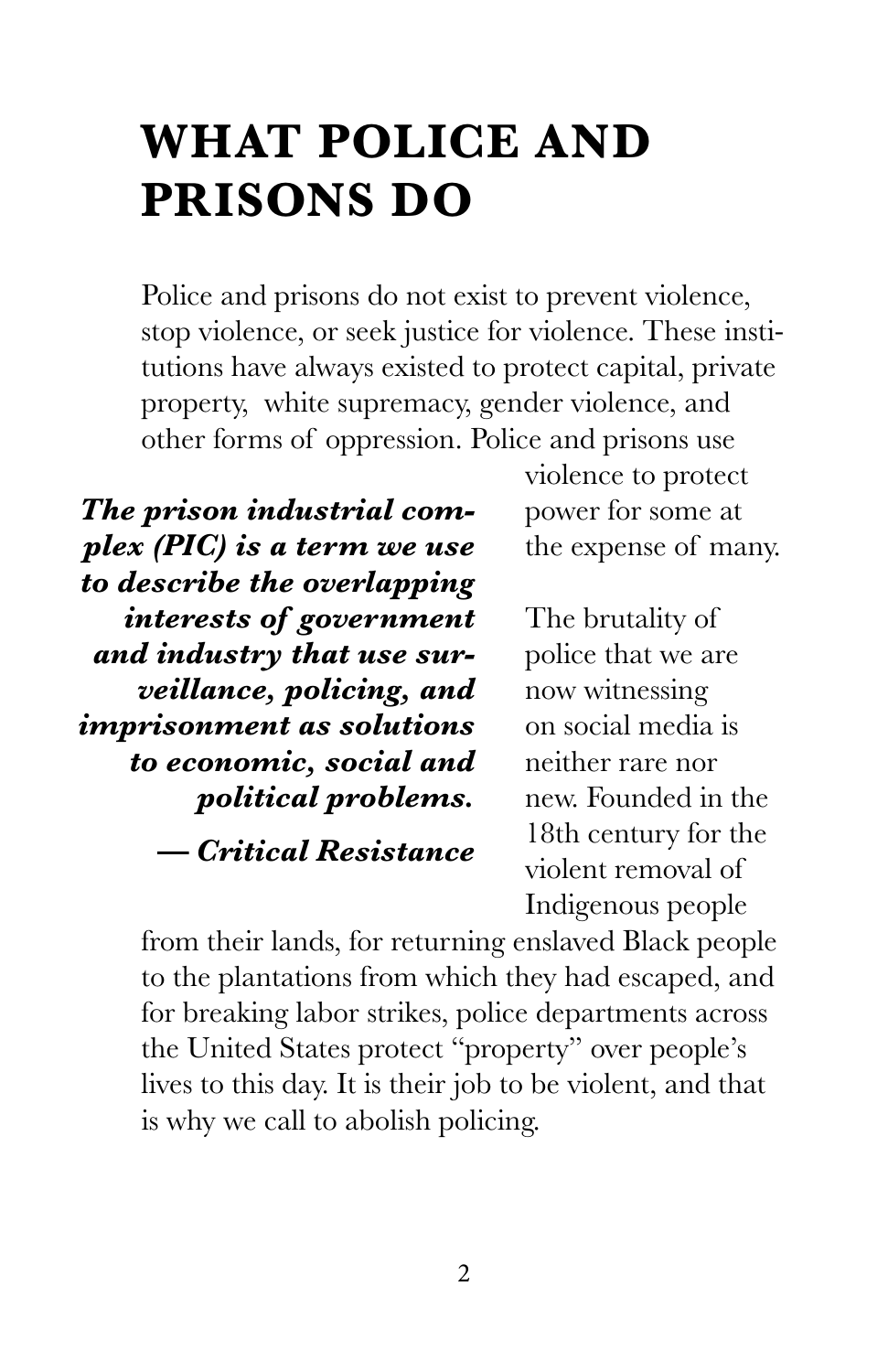# WHAT POLICE AND PRISONS DO

Police and prisons do not exist to prevent violence, stop violence, or seek justice for violence. These institutions have always existed to protect capital, private property, white supremacy, gender violence, and other forms of oppression. Police and prisons use violence to protect power for some at the expense of many.

> ***The prison industrial complex (PIC) is a term we use to describe the overlapping interests of government and industry that use surveillance, policing, and imprisonment as solutions to economic, social and political problems.***
>
> ***— Critical Resistance***

The brutality of police that we are now witnessing on social media is neither rare nor new. Founded in the 18th century for the violent removal of Indigenous people from their lands, for returning enslaved Black people to the plantations from which they had escaped, and for breaking labor strikes, police departments across the United States protect "property" over people's lives to this day. It is their job to be violent, and that is why we call to abolish policing.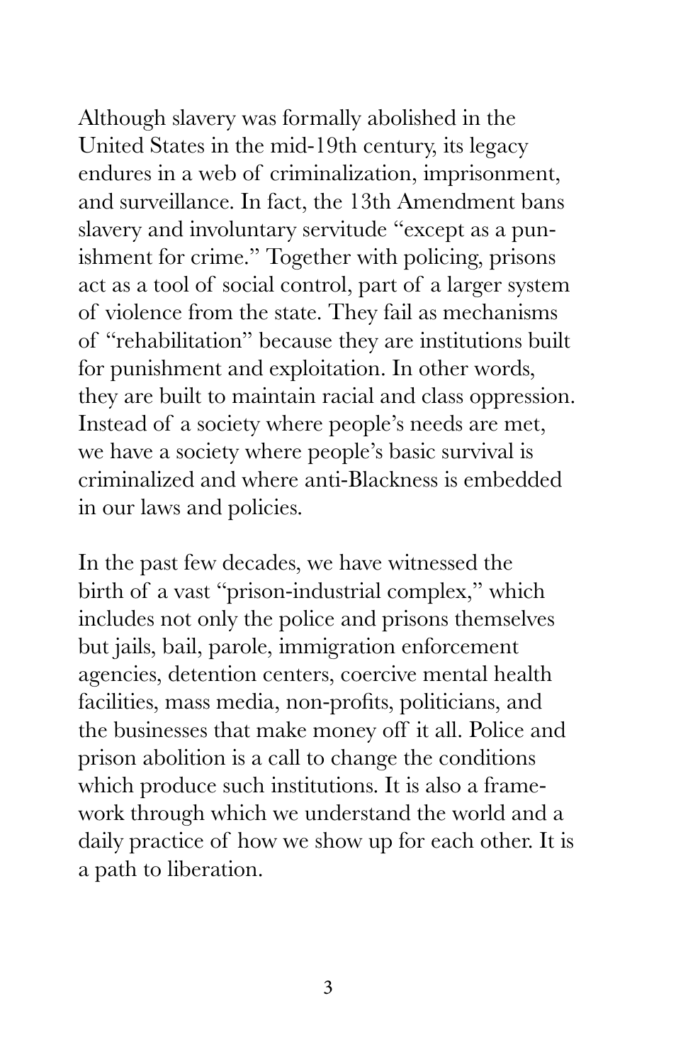Although slavery was formally abolished in the United States in the mid-19th century, its legacy endures in a web of criminalization, imprisonment, and surveillance. In fact, the 13th Amendment bans slavery and involuntary servitude "except as a punishment for crime." Together with policing, prisons act as a tool of social control, part of a larger system of violence from the state. They fail as mechanisms of "rehabilitation" because they are institutions built for punishment and exploitation. In other words, they are built to maintain racial and class oppression. Instead of a society where people's needs are met, we have a society where people's basic survival is criminalized and where anti-Blackness is embedded in our laws and policies.

In the past few decades, we have witnessed the birth of a vast "prison-industrial complex," which includes not only the police and prisons themselves but jails, bail, parole, immigration enforcement agencies, detention centers, coercive mental health facilities, mass media, non-profits, politicians, and the businesses that make money off it all. Police and prison abolition is a call to change the conditions which produce such institutions. It is also a framework through which we understand the world and a daily practice of how we show up for each other. It is a path to liberation.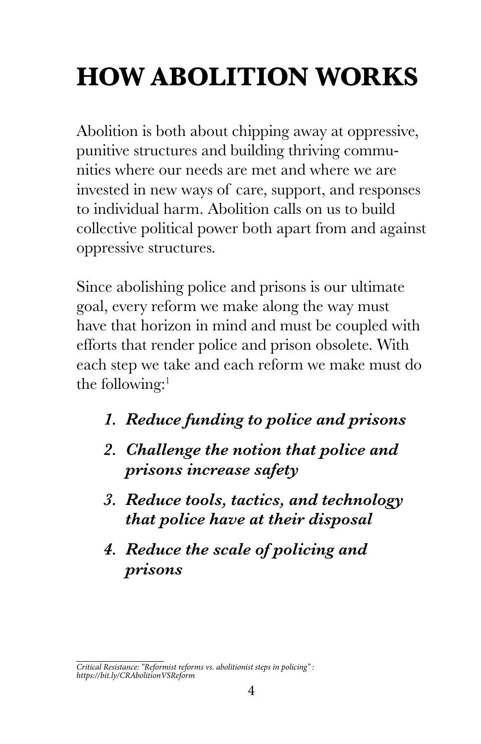# HOW ABOLITION WORKS

Abolition is both about chipping away at oppressive, punitive structures and building thriving communities where our needs are met and where we are invested in new ways of care, support, and responses to individual harm. Abolition calls on us to build collective political power both apart from and against oppressive structures.

Since abolishing police and prisons is our ultimate goal, every reform we make along the way must have that horizon in mind and must be coupled with efforts that render police and prison obsolete. With each step we take and each reform we make must do the following:[1]

1. ***Reduce funding to police and prisons***
2. ***Challenge the notion that police and prisons increase safety***
3. ***Reduce tools, tactics, and technology that police have at their disposal***
4. ***Reduce the scale of policing and prisons***

---

*Critical Resistance: "Reformist reforms vs. abolitionist steps in policing" : https://bit.ly/CRAbolitionVSReform*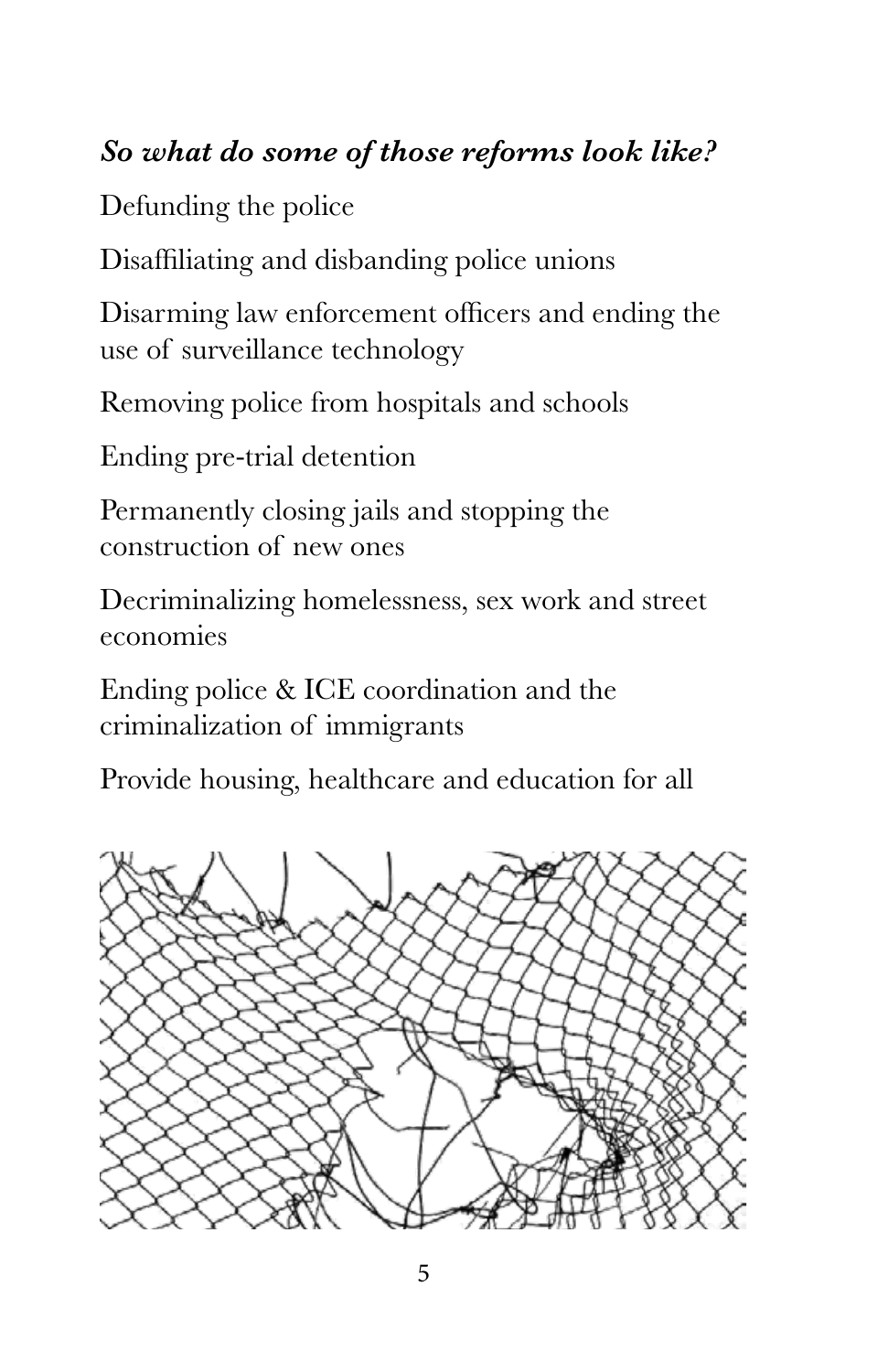***So what do some of those reforms look like?***

Defunding the police

Disaffiliating and disbanding police unions

Disarming law enforcement officers and ending the use of surveillance technology

Removing police from hospitals and schools

Ending pre-trial detention

Permanently closing jails and stopping the construction of new ones

Decriminalizing homelessness, sex work and street economies

Ending police & ICE coordination and the criminalization of immigrants

Provide housing, healthcare and education for all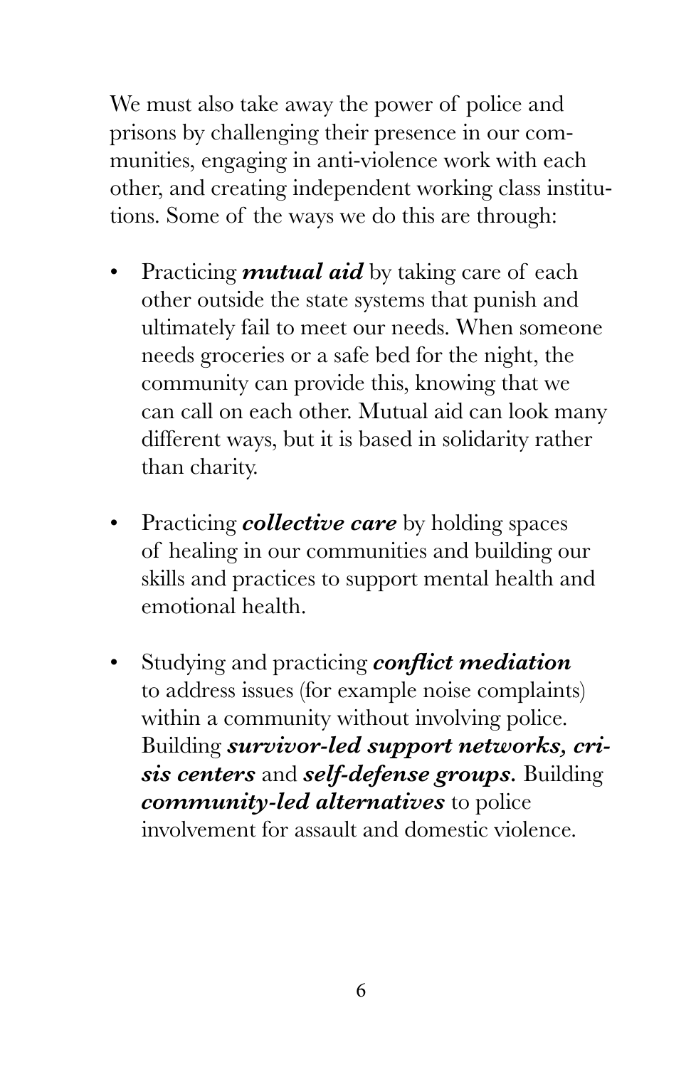We must also take away the power of police and prisons by challenging their presence in our communities, engaging in anti-violence work with each other, and creating independent working class institutions. Some of the ways we do this are through:

- Practicing ***mutual aid*** by taking care of each other outside the state systems that punish and ultimately fail to meet our needs. When someone needs groceries or a safe bed for the night, the community can provide this, knowing that we can call on each other. Mutual aid can look many different ways, but it is based in solidarity rather than charity.
- Practicing ***collective care*** by holding spaces of healing in our communities and building our skills and practices to support mental health and emotional health.
- Studying and practicing ***conflict mediation*** to address issues (for example noise complaints) within a community without involving police. Building ***survivor-led support networks, crisis centers*** and ***self-defense groups***. Building ***community-led alternatives*** to police involvement for assault and domestic violence.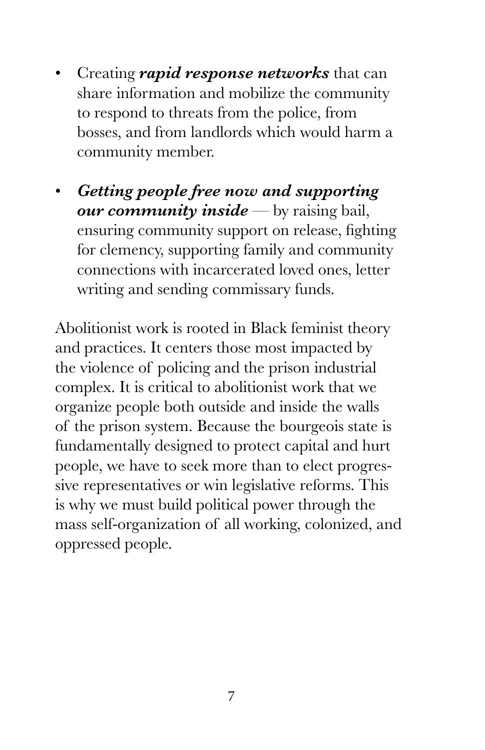- Creating ***rapid response networks*** that can share information and mobilize the community to respond to threats from the police, from bosses, and from landlords which would harm a community member.

- ***Getting people free now and supporting our community inside*** — by raising bail, ensuring community support on release, fighting for clemency, supporting family and community connections with incarcerated loved ones, letter writing and sending commissary funds.

Abolitionist work is rooted in Black feminist theory and practices. It centers those most impacted by the violence of policing and the prison industrial complex. It is critical to abolitionist work that we organize people both outside and inside the walls of the prison system. Because the bourgeois state is fundamentally designed to protect capital and hurt people, we have to seek more than to elect progressive representatives or win legislative reforms. This is why we must build political power through the mass self-organization of all working, colonized, and oppressed people.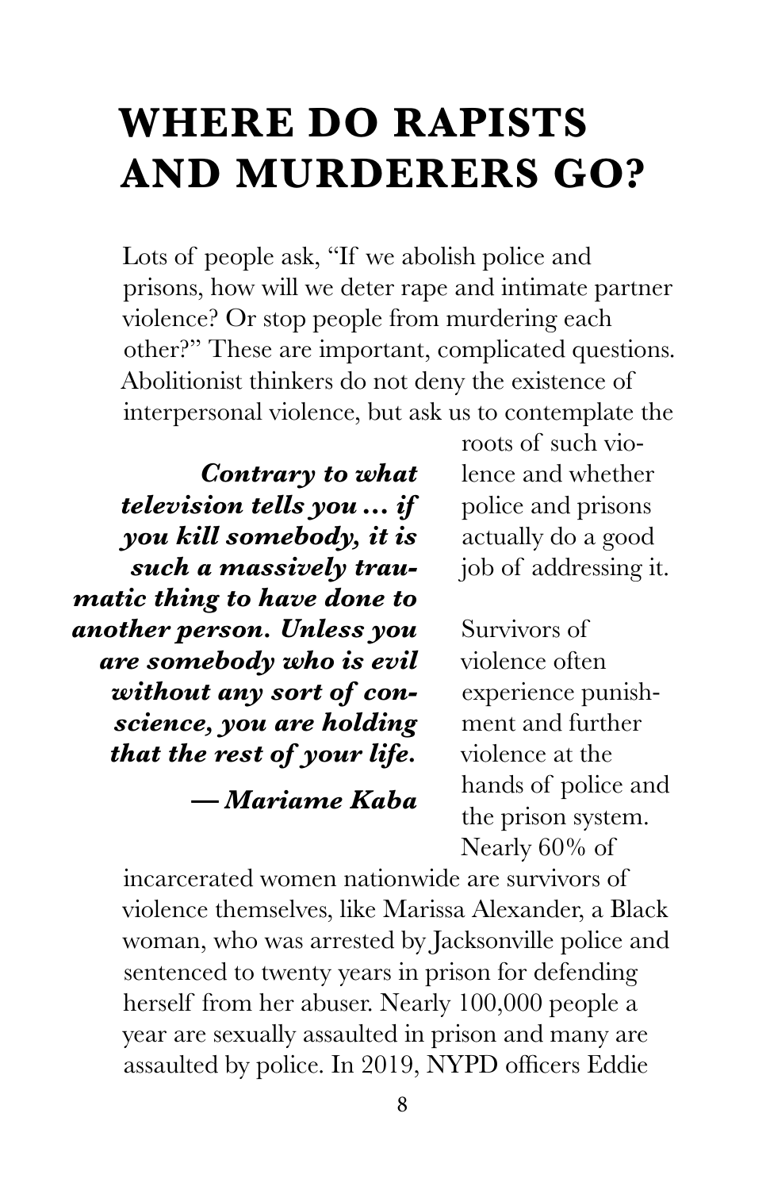# WHERE DO RAPISTS AND MURDERERS GO?

Lots of people ask, "If we abolish police and prisons, how will we deter rape and intimate partner violence? Or stop people from murdering each other?" These are important, complicated questions. Abolitionist thinkers do not deny the existence of interpersonal violence, but ask us to contemplate the roots of such violence and whether police and prisons actually do a good job of addressing it.

> ***Contrary to what television tells you ... if you kill somebody, it is such a massively traumatic thing to have done to another person. Unless you are somebody who is evil without any sort of conscience, you are holding that the rest of your life.***
>
> ***— Mariame Kaba***

Survivors of violence often experience punishment and further violence at the hands of police and the prison system. Nearly 60% of incarcerated women nationwide are survivors of violence themselves, like Marissa Alexander, a Black woman, who was arrested by Jacksonville police and sentenced to twenty years in prison for defending herself from her abuser. Nearly 100,000 people a year are sexually assaulted in prison and many are assaulted by police. In 2019, NYPD officers Eddie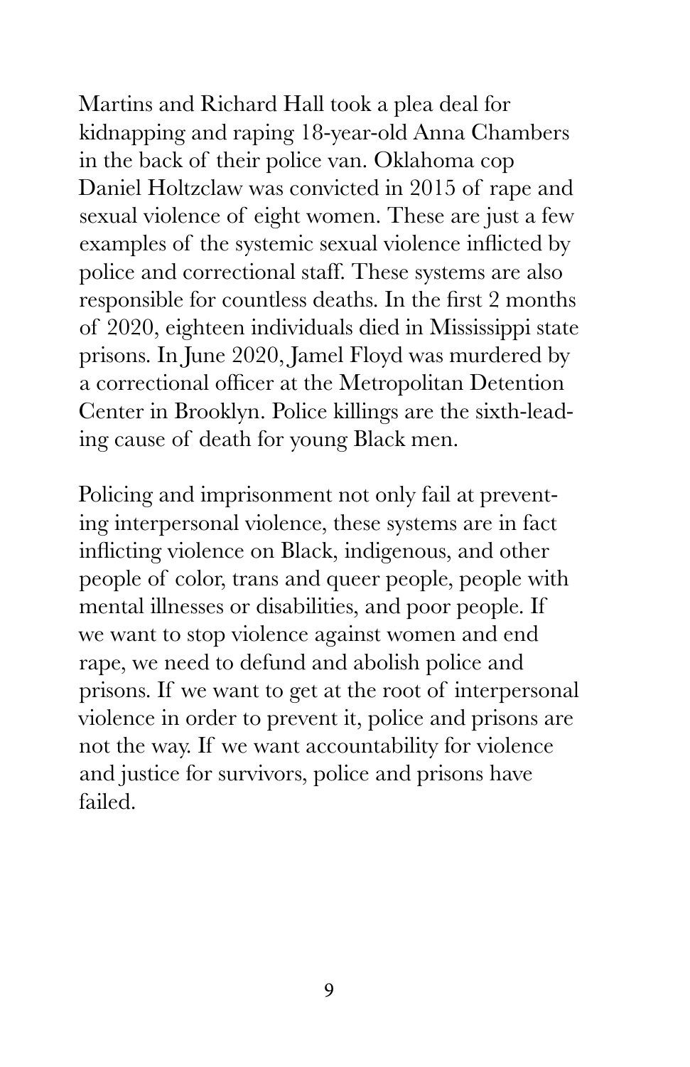Martins and Richard Hall took a plea deal for kidnapping and raping 18-year-old Anna Chambers in the back of their police van. Oklahoma cop Daniel Holtzclaw was convicted in 2015 of rape and sexual violence of eight women. These are just a few examples of the systemic sexual violence inflicted by police and correctional staff. These systems are also responsible for countless deaths. In the first 2 months of 2020, eighteen individuals died in Mississippi state prisons. In June 2020, Jamel Floyd was murdered by a correctional officer at the Metropolitan Detention Center in Brooklyn. Police killings are the sixth-leading cause of death for young Black men.

Policing and imprisonment not only fail at preventing interpersonal violence, these systems are in fact inflicting violence on Black, indigenous, and other people of color, trans and queer people, people with mental illnesses or disabilities, and poor people. If we want to stop violence against women and end rape, we need to defund and abolish police and prisons. If we want to get at the root of interpersonal violence in order to prevent it, police and prisons are not the way. If we want accountability for violence and justice for survivors, police and prisons have failed.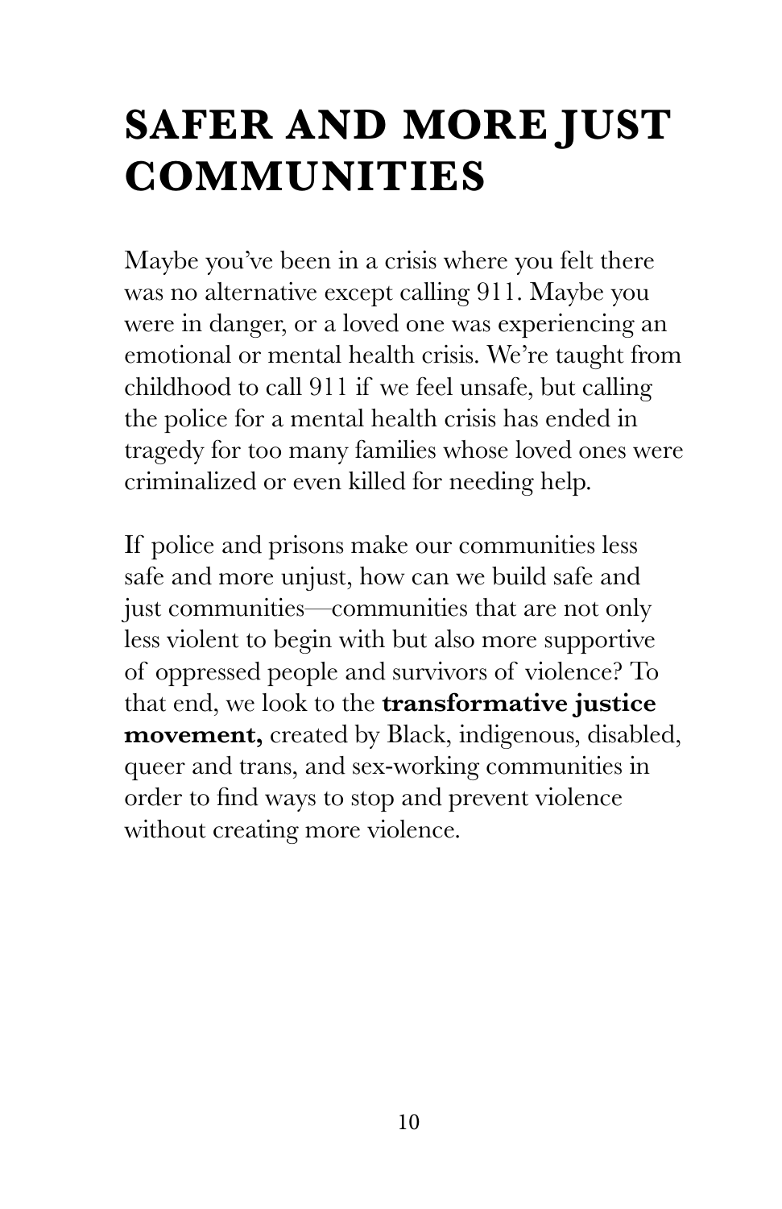# SAFER AND MORE JUST COMMUNITIES

Maybe you've been in a crisis where you felt there was no alternative except calling 911. Maybe you were in danger, or a loved one was experiencing an emotional or mental health crisis. We're taught from childhood to call 911 if we feel unsafe, but calling the police for a mental health crisis has ended in tragedy for too many families whose loved ones were criminalized or even killed for needing help.

If police and prisons make our communities less safe and more unjust, how can we build safe and just communities—communities that are not only less violent to begin with but also more supportive of oppressed people and survivors of violence? To that end, we look to the **transformative justice movement,** created by Black, indigenous, disabled, queer and trans, and sex-working communities in order to find ways to stop and prevent violence without creating more violence.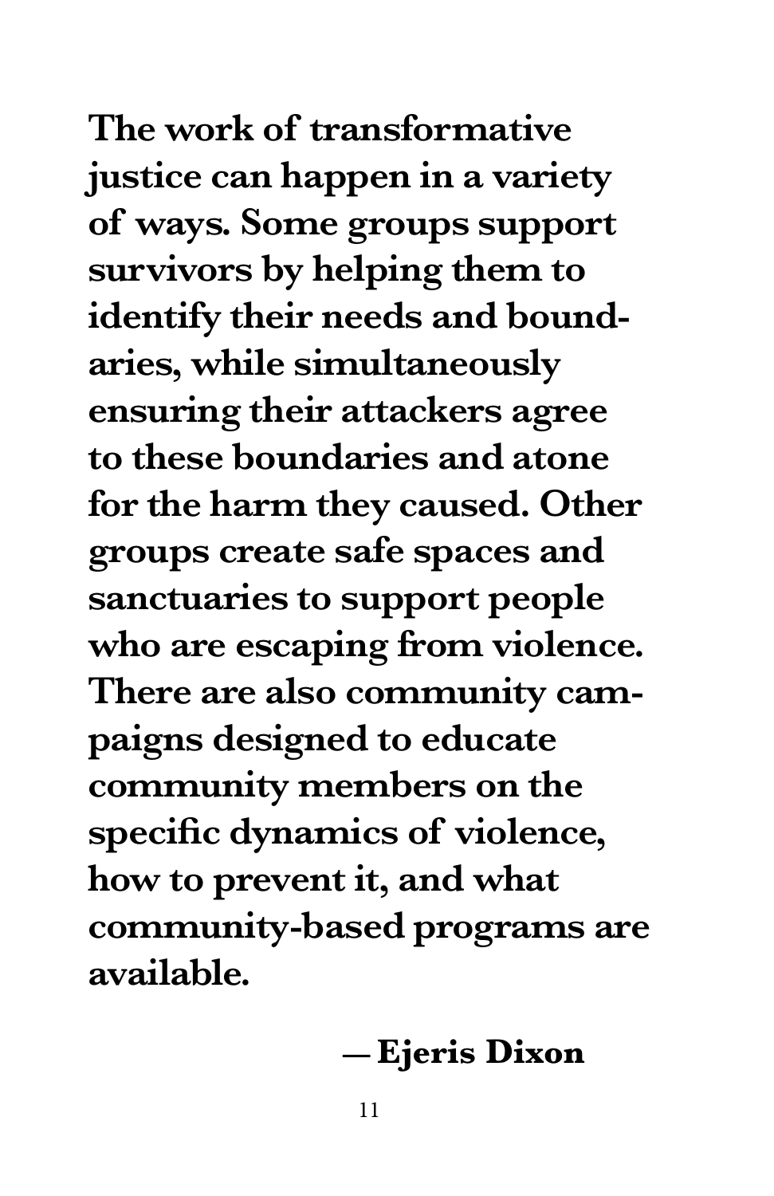**The work of transformative justice can happen in a variety of ways. Some groups support survivors by helping them to identify their needs and boundaries, while simultaneously ensuring their attackers agree to these boundaries and atone for the harm they caused. Other groups create safe spaces and sanctuaries to support people who are escaping from violence. There are also community campaigns designed to educate community members on the specific dynamics of violence, how to prevent it, and what community-based programs are available.**

**—Ejeris Dixon**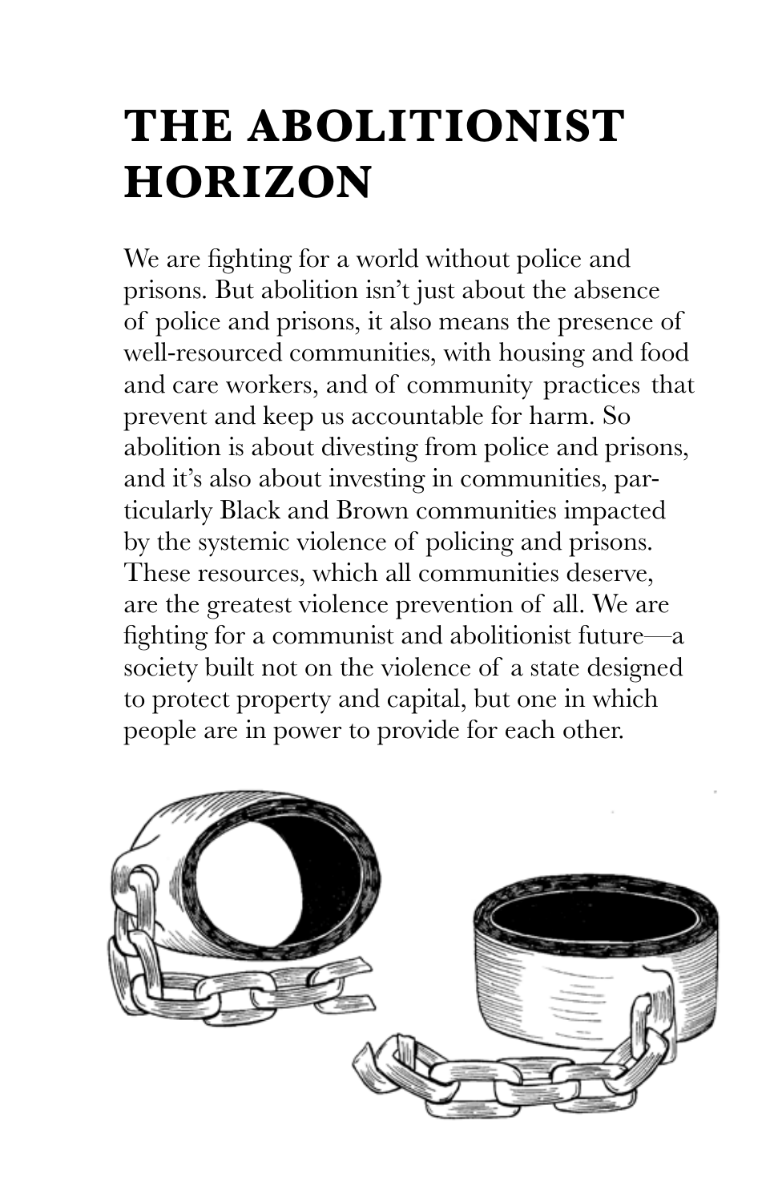# THE ABOLITIONIST HORIZON

We are fighting for a world without police and prisons. But abolition isn't just about the absence of police and prisons, it also means the presence of well-resourced communities, with housing and food and care workers, and of community practices that prevent and keep us accountable for harm. So abolition is about divesting from police and prisons, and it's also about investing in communities, particularly Black and Brown communities impacted by the systemic violence of policing and prisons. These resources, which all communities deserve, are the greatest violence prevention of all. We are fighting for a communist and abolitionist future—a society built not on the violence of a state designed to protect property and capital, but one in which people are in power to provide for each other.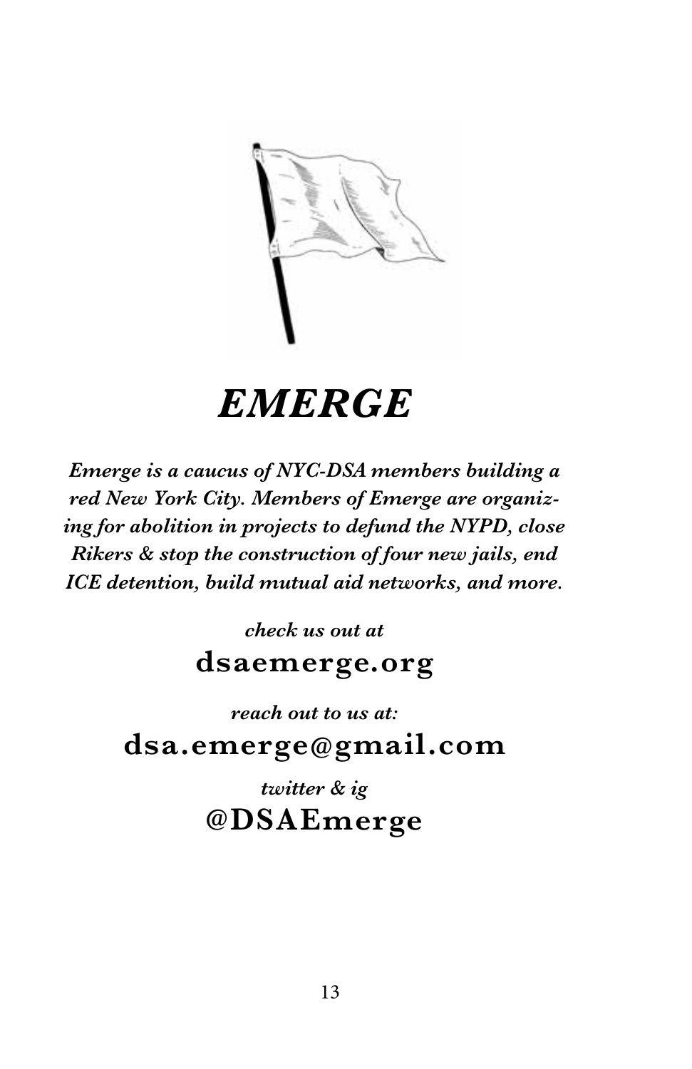# *EMERGE*

***Emerge is a caucus of NYC-DSA members building a red New York City. Members of Emerge are organizing for abolition in projects to defund the NYPD, close Rikers & stop the construction of four new jails, end ICE detention, build mutual aid networks, and more.***

*check us out at*

**dsaemerge.org**

*reach out to us at:*

**dsa.emerge@gmail.com**

*twitter & ig*

**@DSAEmerge**